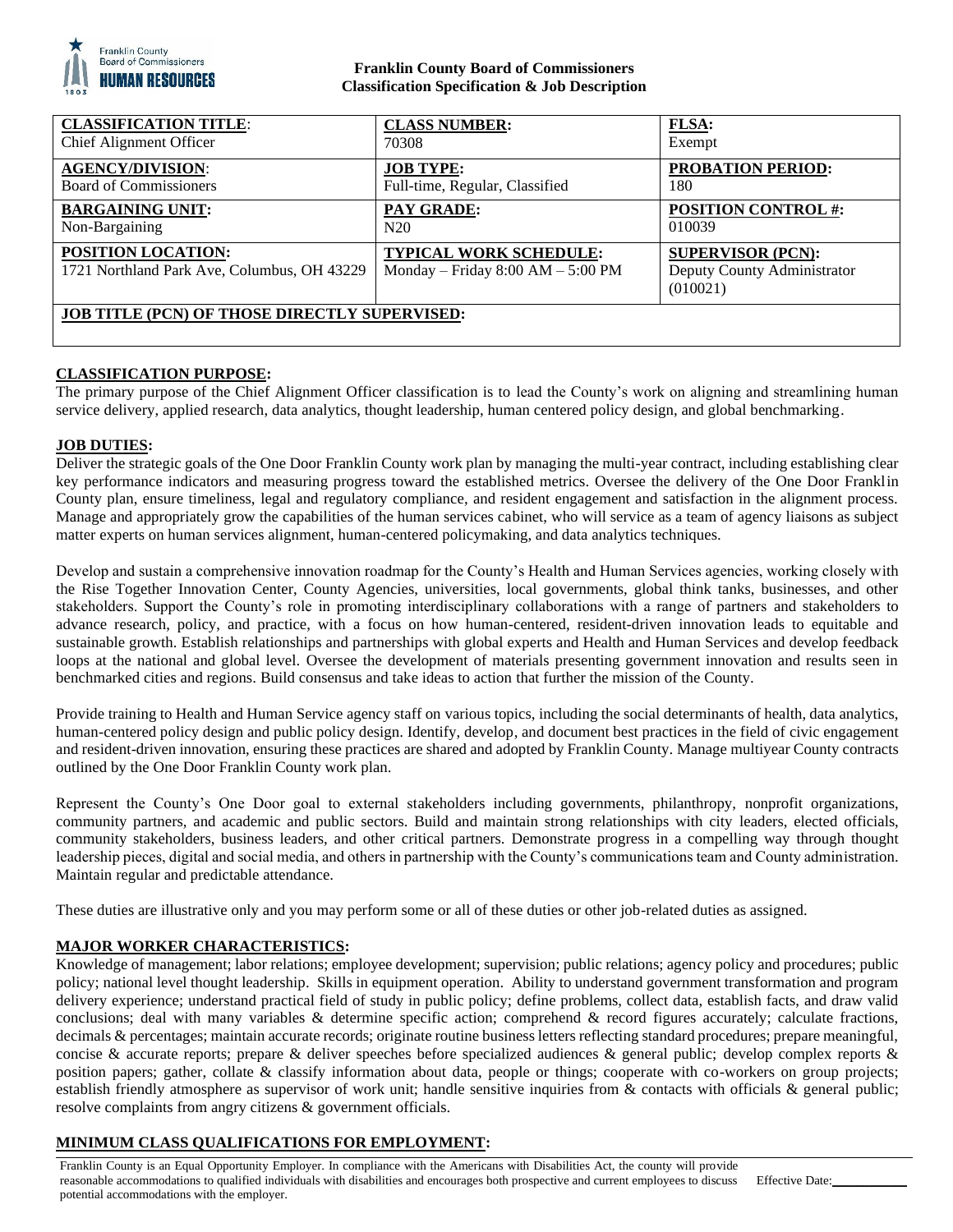**Franklin County Board of Commissioners**
**Classification Specification & Job Description**

| **CLASSIFICATION TITLE**: | **CLASS NUMBER:** | **FLSA:** |
|---|---|---|
| Chief Alignment Officer | 70308 | Exempt |
| **AGENCY/DIVISION**: | **JOB TYPE:** | **PROBATION PERIOD:** |
| Board of Commissioners | Full-time, Regular, Classified | 180 |
| **BARGAINING UNIT:** | **PAY GRADE:** | **POSITION CONTROL #:** |
| Non-Bargaining | N20 | 010039 |
| **POSITION LOCATION:** | **TYPICAL WORK SCHEDULE:** | **SUPERVISOR (PCN):** |
| 1721 Northland Park Ave, Columbus, OH 43229 | Monday – Friday 8:00 AM – 5:00 PM | Deputy County Administrator (010021) |
| **JOB TITLE (PCN) OF THOSE DIRECTLY SUPERVISED:** | | |

## CLASSIFICATION PURPOSE:

The primary purpose of the Chief Alignment Officer classification is to lead the County's work on aligning and streamlining human service delivery, applied research, data analytics, thought leadership, human centered policy design, and global benchmarking.

## JOB DUTIES:

Deliver the strategic goals of the One Door Franklin County work plan by managing the multi-year contract, including establishing clear key performance indicators and measuring progress toward the established metrics. Oversee the delivery of the One Door Franklin County plan, ensure timeliness, legal and regulatory compliance, and resident engagement and satisfaction in the alignment process. Manage and appropriately grow the capabilities of the human services cabinet, who will service as a team of agency liaisons as subject matter experts on human services alignment, human-centered policymaking, and data analytics techniques.

Develop and sustain a comprehensive innovation roadmap for the County's Health and Human Services agencies, working closely with the Rise Together Innovation Center, County Agencies, universities, local governments, global think tanks, businesses, and other stakeholders. Support the County's role in promoting interdisciplinary collaborations with a range of partners and stakeholders to advance research, policy, and practice, with a focus on how human-centered, resident-driven innovation leads to equitable and sustainable growth. Establish relationships and partnerships with global experts and Health and Human Services and develop feedback loops at the national and global level. Oversee the development of materials presenting government innovation and results seen in benchmarked cities and regions. Build consensus and take ideas to action that further the mission of the County.

Provide training to Health and Human Service agency staff on various topics, including the social determinants of health, data analytics, human-centered policy design and public policy design. Identify, develop, and document best practices in the field of civic engagement and resident-driven innovation, ensuring these practices are shared and adopted by Franklin County. Manage multiyear County contracts outlined by the One Door Franklin County work plan.

Represent the County's One Door goal to external stakeholders including governments, philanthropy, nonprofit organizations, community partners, and academic and public sectors. Build and maintain strong relationships with city leaders, elected officials, community stakeholders, business leaders, and other critical partners. Demonstrate progress in a compelling way through thought leadership pieces, digital and social media, and others in partnership with the County's communications team and County administration. Maintain regular and predictable attendance.

These duties are illustrative only and you may perform some or all of these duties or other job-related duties as assigned.

## MAJOR WORKER CHARACTERISTICS:

Knowledge of management; labor relations; employee development; supervision; public relations; agency policy and procedures; public policy; national level thought leadership. Skills in equipment operation. Ability to understand government transformation and program delivery experience; understand practical field of study in public policy; define problems, collect data, establish facts, and draw valid conclusions; deal with many variables & determine specific action; comprehend & record figures accurately; calculate fractions, decimals & percentages; maintain accurate records; originate routine business letters reflecting standard procedures; prepare meaningful, concise & accurate reports; prepare & deliver speeches before specialized audiences & general public; develop complex reports & position papers; gather, collate & classify information about data, people or things; cooperate with co-workers on group projects; establish friendly atmosphere as supervisor of work unit; handle sensitive inquiries from & contacts with officials & general public; resolve complaints from angry citizens & government officials.

## MINIMUM CLASS QUALIFICATIONS FOR EMPLOYMENT:

Franklin County is an Equal Opportunity Employer. In compliance with the Americans with Disabilities Act, the county will provide reasonable accommodations to qualified individuals with disabilities and encourages both prospective and current employees to discuss potential accommodations with the employer.

Effective Date: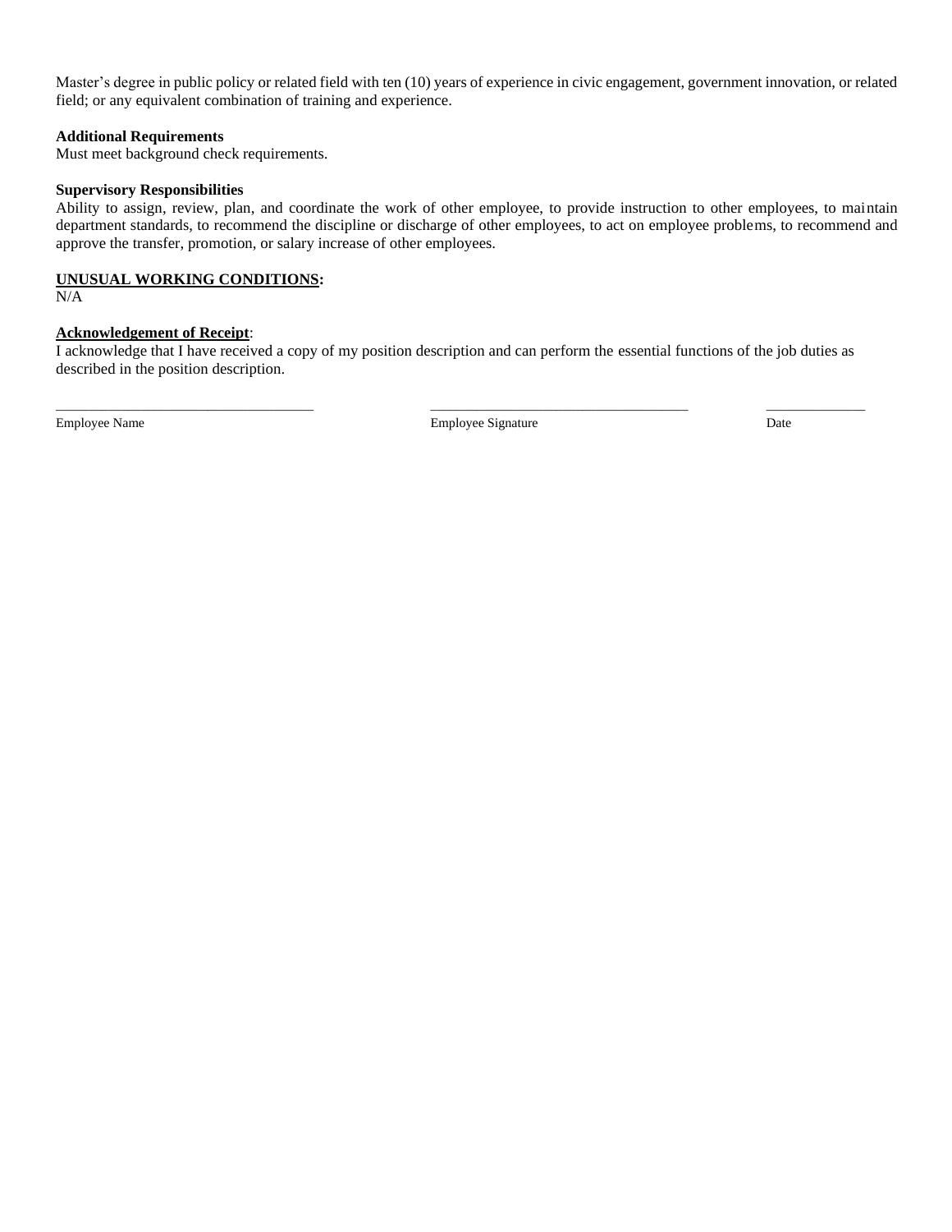Master's degree in public policy or related field with ten (10) years of experience in civic engagement, government innovation, or related field; or any equivalent combination of training and experience.

**Additional Requirements**
Must meet background check requirements.

**Supervisory Responsibilities**
Ability to assign, review, plan, and coordinate the work of other employee, to provide instruction to other employees, to maintain department standards, to recommend the discipline or discharge of other employees, to act on employee problems, to recommend and approve the transfer, promotion, or salary increase of other employees.

**UNUSUAL WORKING CONDITIONS:**
N/A

**Acknowledgement of Receipt**:
I acknowledge that I have received a copy of my position description and can perform the essential functions of the job duties as described in the position description.

| | | |
|---|---|---|
| \_\_\_\_\_\_\_\_\_\_\_\_\_\_\_\_\_\_\_\_\_\_\_\_\_\_\_\_\_\_\_\_\_\_\_\_ | \_\_\_\_\_\_\_\_\_\_\_\_\_\_\_\_\_\_\_\_\_\_\_\_\_\_\_\_\_\_\_\_\_\_\_\_ | \_\_\_\_\_\_\_\_\_\_\_\_\_\_ |
| Employee Name | Employee Signature | Date |